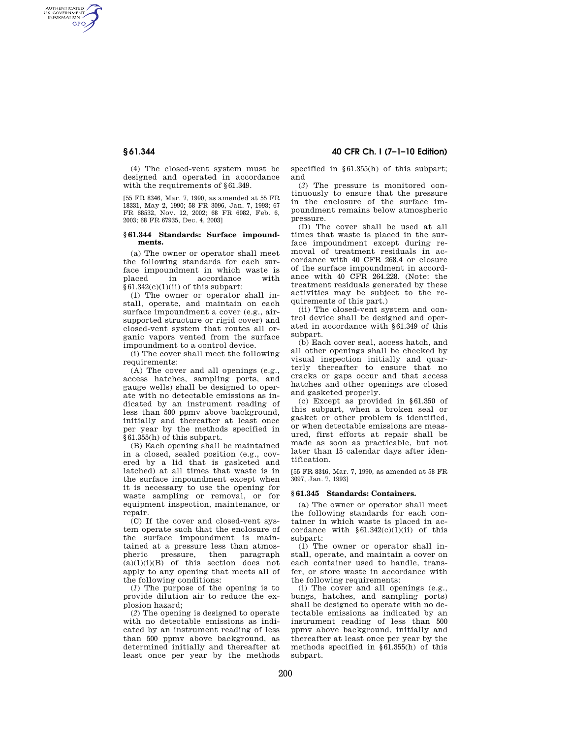(4) The closed-vent system must be designed and operated in accordance with the requirements of §61.349.

[55 FR 8346, Mar. 7, 1990, as amended at 55 FR 18331, May 2, 1990; 58 FR 3096, Jan. 7, 1993; 67 FR 68532, Nov. 12, 2002; 68 FR 6082, Feb. 6, 2003; 68 FR 67935, Dec. 4, 2003]

## §61.344 Standards: Surface impoundments.

(a) The owner or operator shall meet the following standards for each surface impoundment in which waste is placed in accordance with §61.342(c)(1)(ii) of this subpart:

(1) The owner or operator shall install, operate, and maintain on each surface impoundment a cover (e.g., air-supported structure or rigid cover) and closed-vent system that routes all organic vapors vented from the surface impoundment to a control device.

(i) The cover shall meet the following requirements:

(A) The cover and all openings (e.g., access hatches, sampling ports, and gauge wells) shall be designed to operate with no detectable emissions as indicated by an instrument reading of less than 500 ppmv above background, initially and thereafter at least once per year by the methods specified in §61.355(h) of this subpart.

(B) Each opening shall be maintained in a closed, sealed position (e.g., covered by a lid that is gasketed and latched) at all times that waste is in the surface impoundment except when it is necessary to use the opening for waste sampling or removal, or for equipment inspection, maintenance, or repair.

(C) If the cover and closed-vent system operate such that the enclosure of the surface impoundment is maintained at a pressure less than atmospheric pressure, then paragraph (a)(1)(i)(B) of this section does not apply to any opening that meets all of the following conditions:

(*1*) The purpose of the opening is to provide dilution air to reduce the explosion hazard;

(*2*) The opening is designed to operate with no detectable emissions as indicated by an instrument reading of less than 500 ppmv above background, as determined initially and thereafter at least once per year by the methods specified in §61.355(h) of this subpart; and

(*3*) The pressure is monitored continuously to ensure that the pressure in the enclosure of the surface impoundment remains below atmospheric pressure.

(D) The cover shall be used at all times that waste is placed in the surface impoundment except during removal of treatment residuals in accordance with 40 CFR 268.4 or closure of the surface impoundment in accordance with 40 CFR 264.228. (Note: the treatment residuals generated by these activities may be subject to the requirements of this part.)

(ii) The closed-vent system and control device shall be designed and operated in accordance with §61.349 of this subpart.

(b) Each cover seal, access hatch, and all other openings shall be checked by visual inspection initially and quarterly thereafter to ensure that no cracks or gaps occur and that access hatches and other openings are closed and gasketed properly.

(c) Except as provided in §61.350 of this subpart, when a broken seal or gasket or other problem is identified, or when detectable emissions are measured, first efforts at repair shall be made as soon as practicable, but not later than 15 calendar days after identification.

[55 FR 8346, Mar. 7, 1990, as amended at 58 FR 3097, Jan. 7, 1993]

## §61.345 Standards: Containers.

(a) The owner or operator shall meet the following standards for each container in which waste is placed in accordance with §61.342(c)(1)(ii) of this subpart:

(1) The owner or operator shall install, operate, and maintain a cover on each container used to handle, transfer, or store waste in accordance with the following requirements:

(i) The cover and all openings (e.g., bungs, hatches, and sampling ports) shall be designed to operate with no detectable emissions as indicated by an instrument reading of less than 500 ppmv above background, initially and thereafter at least once per year by the methods specified in §61.355(h) of this subpart.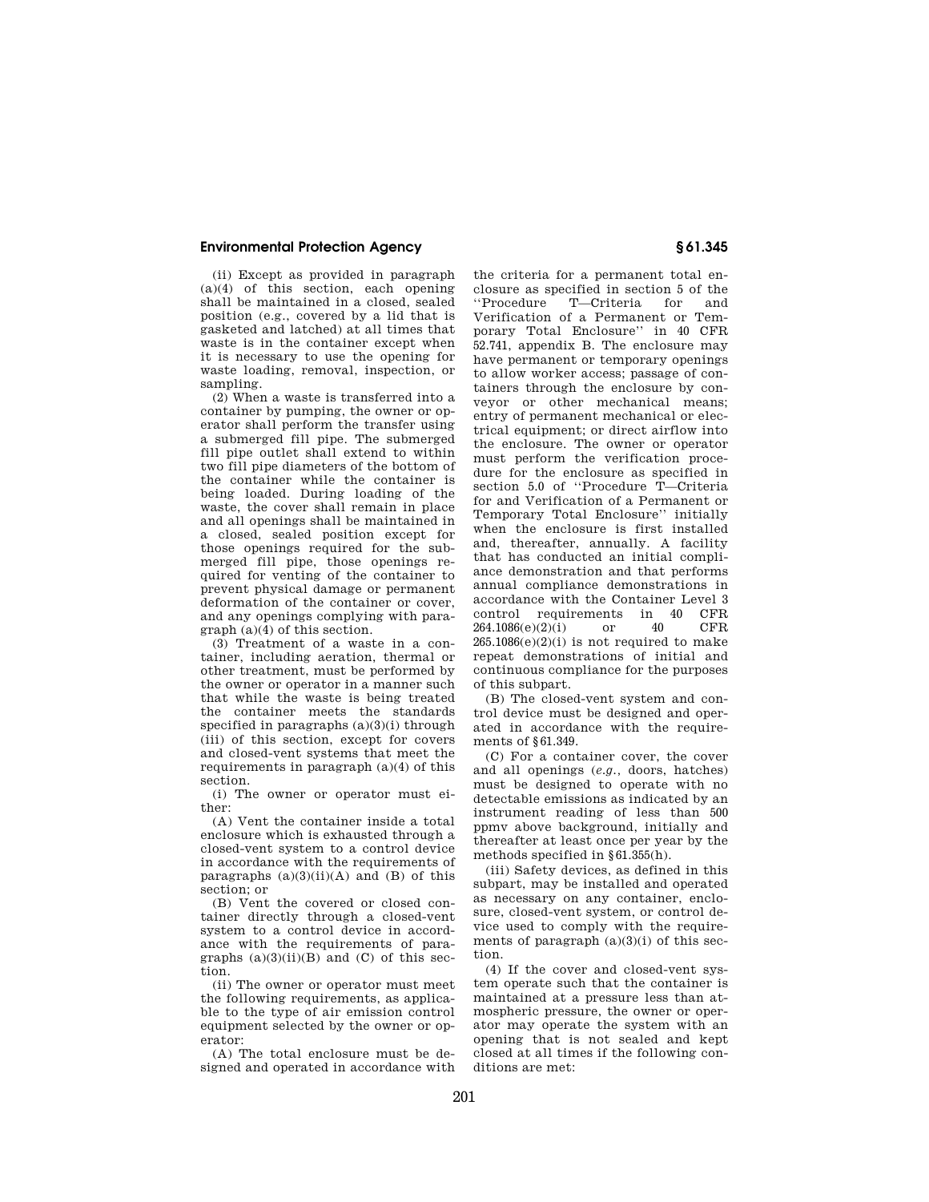(ii) Except as provided in paragraph (a)(4) of this section, each opening shall be maintained in a closed, sealed position (e.g., covered by a lid that is gasketed and latched) at all times that waste is in the container except when it is necessary to use the opening for waste loading, removal, inspection, or sampling.

(2) When a waste is transferred into a container by pumping, the owner or operator shall perform the transfer using a submerged fill pipe. The submerged fill pipe outlet shall extend to within two fill pipe diameters of the bottom of the container while the container is being loaded. During loading of the waste, the cover shall remain in place and all openings shall be maintained in a closed, sealed position except for those openings required for the submerged fill pipe, those openings required for venting of the container to prevent physical damage or permanent deformation of the container or cover, and any openings complying with paragraph (a)(4) of this section.

(3) Treatment of a waste in a container, including aeration, thermal or other treatment, must be performed by the owner or operator in a manner such that while the waste is being treated the container meets the standards specified in paragraphs (a)(3)(i) through (iii) of this section, except for covers and closed-vent systems that meet the requirements in paragraph (a)(4) of this section.

(i) The owner or operator must either:

(A) Vent the container inside a total enclosure which is exhausted through a closed-vent system to a control device in accordance with the requirements of paragraphs (a)(3)(ii)(A) and (B) of this section; or

(B) Vent the covered or closed container directly through a closed-vent system to a control device in accordance with the requirements of paragraphs (a)(3)(ii)(B) and (C) of this section.

(ii) The owner or operator must meet the following requirements, as applicable to the type of air emission control equipment selected by the owner or operator:

(A) The total enclosure must be designed and operated in accordance with the criteria for a permanent total enclosure as specified in section 5 of the "Procedure T—Criteria for and Verification of a Permanent or Temporary Total Enclosure" in 40 CFR 52.741, appendix B. The enclosure may have permanent or temporary openings to allow worker access; passage of containers through the enclosure by conveyor or other mechanical means; entry of permanent mechanical or electrical equipment; or direct airflow into the enclosure. The owner or operator must perform the verification procedure for the enclosure as specified in section 5.0 of "Procedure T—Criteria for and Verification of a Permanent or Temporary Total Enclosure" initially when the enclosure is first installed and, thereafter, annually. A facility that has conducted an initial compliance demonstration and that performs annual compliance demonstrations in accordance with the Container Level 3 control requirements in 40 CFR 264.1086(e)(2)(i) or 40 CFR 265.1086(e)(2)(i) is not required to make repeat demonstrations of initial and continuous compliance for the purposes of this subpart.

(B) The closed-vent system and control device must be designed and operated in accordance with the requirements of §61.349.

(C) For a container cover, the cover and all openings (*e.g.*, doors, hatches) must be designed to operate with no detectable emissions as indicated by an instrument reading of less than 500 ppmv above background, initially and thereafter at least once per year by the methods specified in §61.355(h).

(iii) Safety devices, as defined in this subpart, may be installed and operated as necessary on any container, enclosure, closed-vent system, or control device used to comply with the requirements of paragraph (a)(3)(i) of this section.

(4) If the cover and closed-vent system operate such that the container is maintained at a pressure less than atmospheric pressure, the owner or operator may operate the system with an opening that is not sealed and kept closed at all times if the following conditions are met: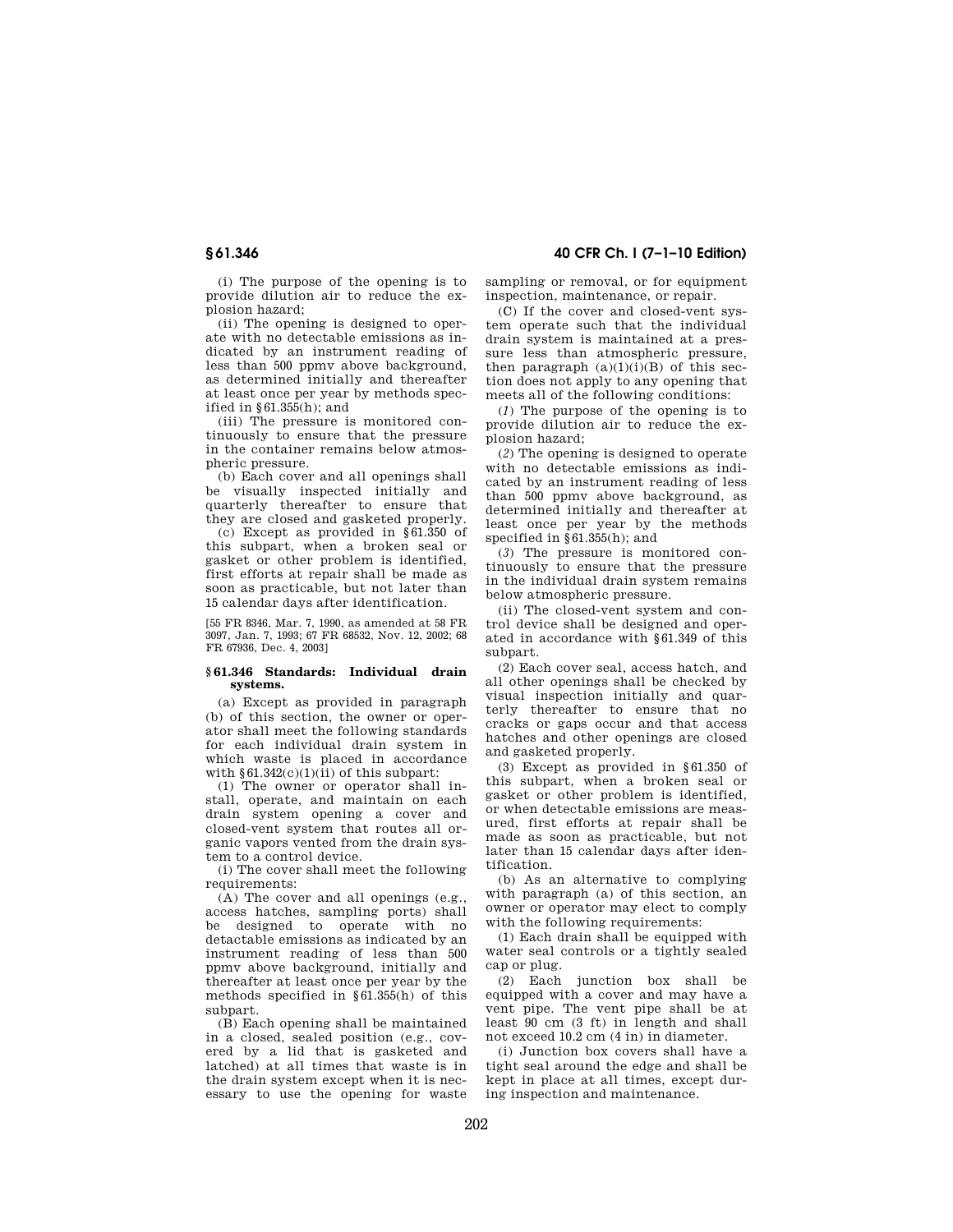(i) The purpose of the opening is to provide dilution air to reduce the explosion hazard;

(ii) The opening is designed to operate with no detectable emissions as indicated by an instrument reading of less than 500 ppmv above background, as determined initially and thereafter at least once per year by methods specified in §61.355(h); and

(iii) The pressure is monitored continuously to ensure that the pressure in the container remains below atmospheric pressure.

(b) Each cover and all openings shall be visually inspected initially and quarterly thereafter to ensure that they are closed and gasketed properly.

(c) Except as provided in §61.350 of this subpart, when a broken seal or gasket or other problem is identified, first efforts at repair shall be made as soon as practicable, but not later than 15 calendar days after identification.

[55 FR 8346, Mar. 7, 1990, as amended at 58 FR 3097, Jan. 7, 1993; 67 FR 68532, Nov. 12, 2002; 68 FR 67936, Dec. 4, 2003]

### §61.346 Standards: Individual drain systems.

(a) Except as provided in paragraph (b) of this section, the owner or operator shall meet the following standards for each individual drain system in which waste is placed in accordance with §61.342(c)(1)(ii) of this subpart:

(1) The owner or operator shall install, operate, and maintain on each drain system opening a cover and closed-vent system that routes all organic vapors vented from the drain system to a control device.

(i) The cover shall meet the following requirements:

(A) The cover and all openings (e.g., access hatches, sampling ports) shall be designed to operate with no detectable emissions as indicated by an instrument reading of less than 500 ppmv above background, initially and thereafter at least once per year by the methods specified in §61.355(h) of this subpart.

(B) Each opening shall be maintained in a closed, sealed position (e.g., covered by a lid that is gasketed and latched) at all times that waste is in the drain system except when it is necessary to use the opening for waste sampling or removal, or for equipment inspection, maintenance, or repair.

(C) If the cover and closed-vent system operate such that the individual drain system is maintained at a pressure less than atmospheric pressure, then paragraph (a)(1)(i)(B) of this section does not apply to any opening that meets all of the following conditions:

(*1*) The purpose of the opening is to provide dilution air to reduce the explosion hazard;

(*2*) The opening is designed to operate with no detectable emissions as indicated by an instrument reading of less than 500 ppmv above background, as determined initially and thereafter at least once per year by the methods specified in the §61.355(h); and

(*3*) The pressure is monitored continuously to ensure that the pressure in the individual drain system remains below atmospheric pressure.

(ii) The closed-vent system and control device shall be designed and operated in accordance with §61.349 of this subpart.

(2) Each cover seal, access hatch, and all other openings shall be checked by visual inspection initially and quarterly thereafter to ensure that no cracks or gaps occur and that access hatches and other openings are closed and gasketed properly.

(3) Except as provided in §61.350 of this subpart, when a broken seal or gasket or other problem is identified, or when detectable emissions are measured, first efforts at repair shall be made as soon as practicable, but not later than 15 calendar days after identification.

(b) As an alternative to complying with paragraph (a) of this section, an owner or operator may elect to comply with the following requirements:

(1) Each drain shall be equipped with water seal controls or a tightly sealed cap or plug.

(2) Each junction box shall be equipped with a cover and may have a vent pipe. The vent pipe shall be at least 90 cm (3 ft) in length and shall not exceed 10.2 cm (4 in) in diameter.

(i) Junction box covers shall have a tight seal around the edge and shall be kept in place at all times, except during inspection and maintenance.